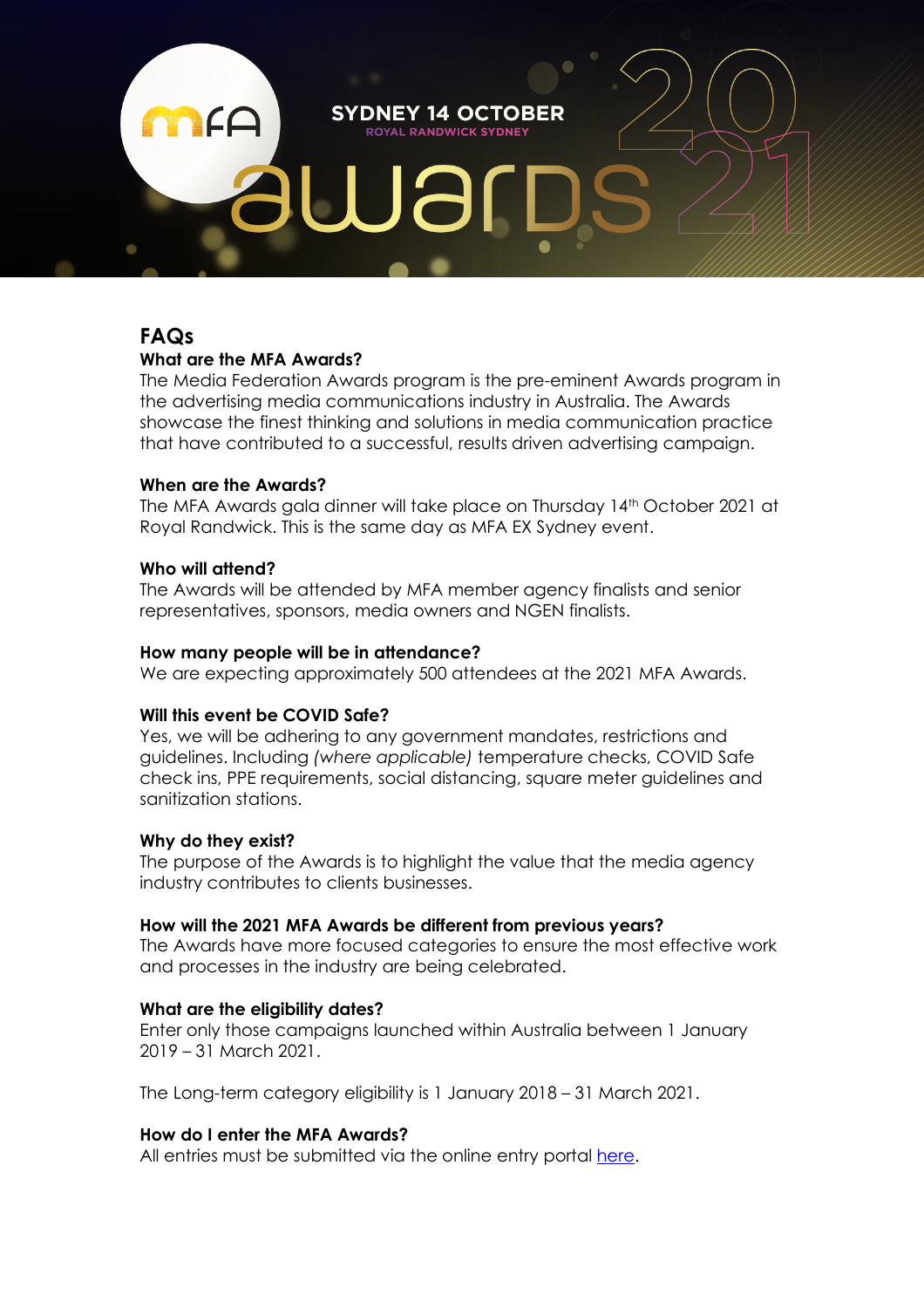MFA

SYDNEY 14 OCTOBER
ROYAL RANDWICK SYDNEY

awards 2021

# FAQs

### What are the MFA Awards?

The Media Federation Awards program is the pre-eminent Awards program in the advertising media communications industry in Australia. The Awards showcase the finest thinking and solutions in media communication practice that have contributed to a successful, results driven advertising campaign.

### When are the Awards?

The MFA Awards gala dinner will take place on Thursday 14th October 2021 at Royal Randwick. This is the same day as MFA EX Sydney event.

### Who will attend?

The Awards will be attended by MFA member agency finalists and senior representatives, sponsors, media owners and NGEN finalists.

### How many people will be in attendance?

We are expecting approximately 500 attendees at the 2021 MFA Awards.

### Will this event be COVID Safe?

Yes, we will be adhering to any government mandates, restrictions and guidelines. Including *(where applicable)* temperature checks, COVID Safe check ins, PPE requirements, social distancing, square meter guidelines and sanitization stations.

### Why do they exist?

The purpose of the Awards is to highlight the value that the media agency industry contributes to clients businesses.

### How will the 2021 MFA Awards be different from previous years?

The Awards have more focused categories to ensure the most effective work and processes in the industry are being celebrated.

### What are the eligibility dates?

Enter only those campaigns launched within Australia between 1 January 2019 – 31 March 2021.

The Long-term category eligibility is 1 January 2018 – 31 March 2021.

### How do I enter the MFA Awards?

All entries must be submitted via the online entry portal [here](here).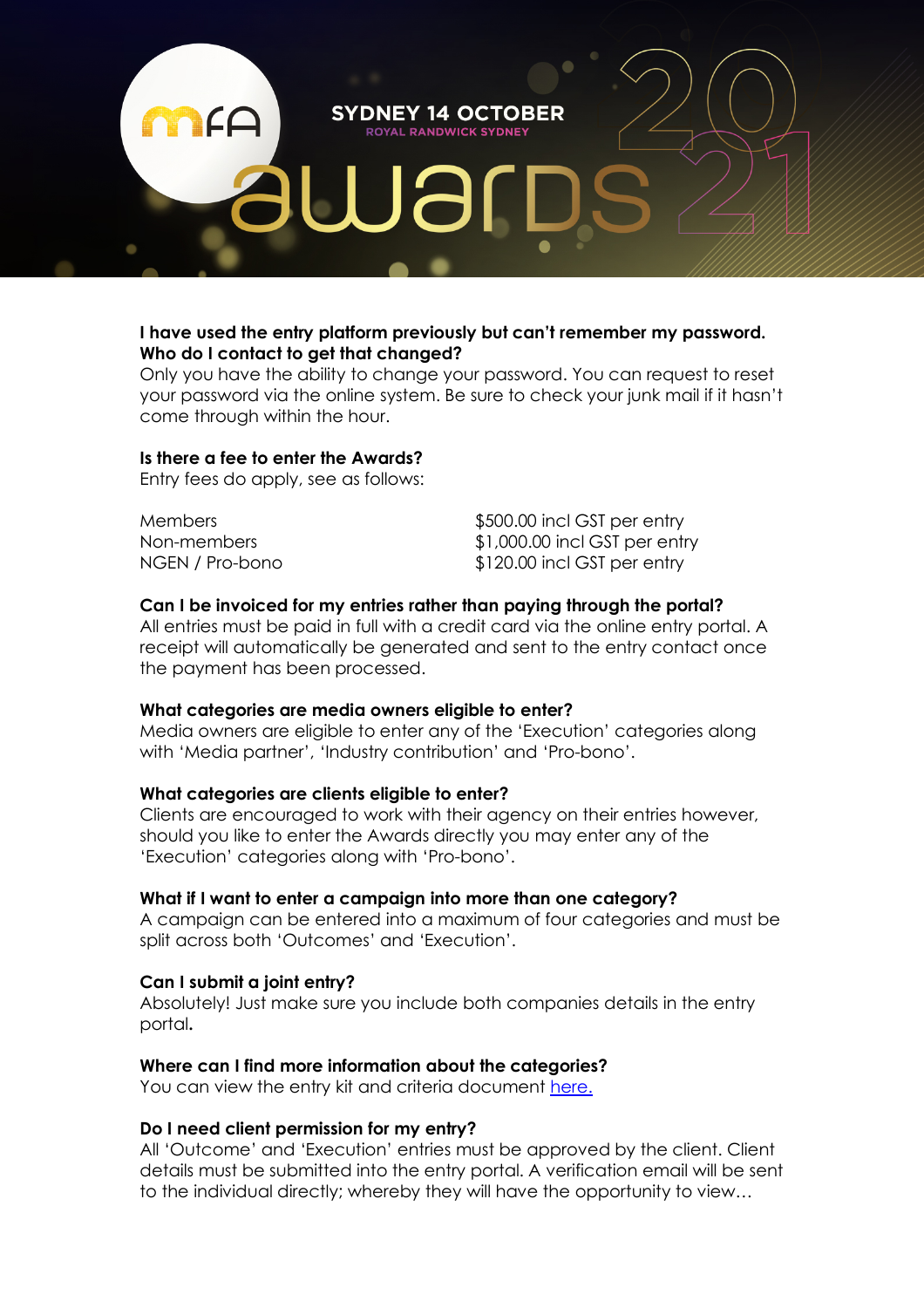**I have used the entry platform previously but can't remember my password. Who do I contact to get that changed?**
Only you have the ability to change your password. You can request to reset your password via the online system. Be sure to check your junk mail if it hasn't come through within the hour.

**Is there a fee to enter the Awards?**
Entry fees do apply, see as follows:

| | |
|---|---|
| Members | $500.00 incl GST per entry |
| Non-members | $1,000.00 incl GST per entry |
| NGEN / Pro-bono | $120.00 incl GST per entry |

**Can I be invoiced for my entries rather than paying through the portal?**
All entries must be paid in full with a credit card via the online entry portal. A receipt will automatically be generated and sent to the entry contact once the payment has been processed.

**What categories are media owners eligible to enter?**
Media owners are eligible to enter any of the 'Execution' categories along with 'Media partner', 'Industry contribution' and 'Pro-bono'.

**What categories are clients eligible to enter?**
Clients are encouraged to work with their agency on their entries however, should you like to enter the Awards directly you may enter any of the 'Execution' categories along with 'Pro-bono'.

**What if I want to enter a campaign into more than one category?**
A campaign can be entered into a maximum of four categories and must be split across both 'Outcomes' and 'Execution'.

**Can I submit a joint entry?**
Absolutely! Just make sure you include both companies details in the entry portal**.**

**Where can I find more information about the categories?**
You can view the entry kit and criteria document [here.]

**Do I need client permission for my entry?**
All 'Outcome' and 'Execution' entries must be approved by the client. Client details must be submitted into the entry portal. A verification email will be sent to the individual directly; whereby they will have the opportunity to view…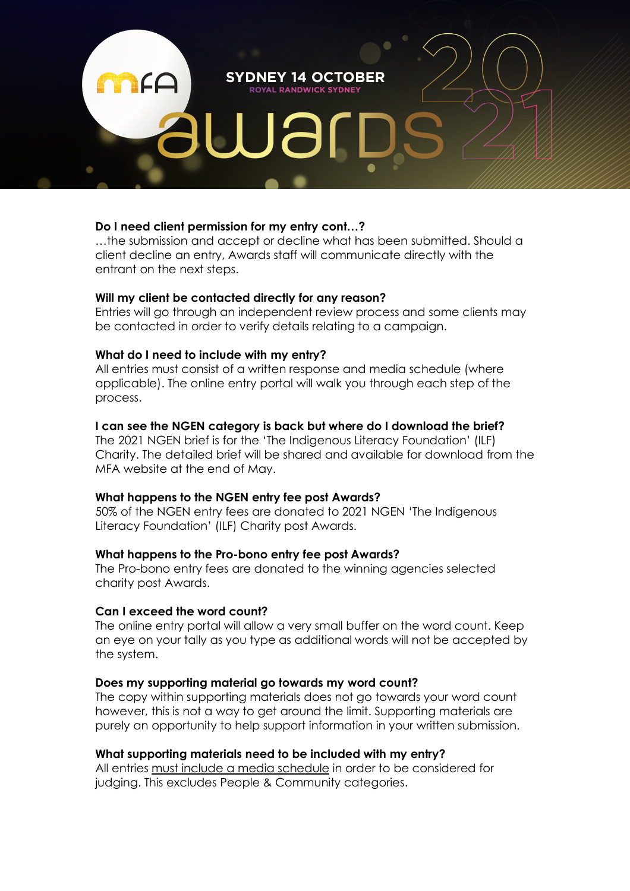**Do I need client permission for my entry cont…?**
…the submission and accept or decline what has been submitted. Should a client decline an entry, Awards staff will communicate directly with the entrant on the next steps.

**Will my client be contacted directly for any reason?**
Entries will go through an independent review process and some clients may be contacted in order to verify details relating to a campaign.

**What do I need to include with my entry?**
All entries must consist of a written response and media schedule (where applicable). The online entry portal will walk you through each step of the process.

**I can see the NGEN category is back but where do I download the brief?**
The 2021 NGEN brief is for the 'The Indigenous Literacy Foundation' (ILF) Charity. The detailed brief will be shared and available for download from the MFA website at the end of May.

**What happens to the NGEN entry fee post Awards?**
50% of the NGEN entry fees are donated to 2021 NGEN 'The Indigenous Literacy Foundation' (ILF) Charity post Awards.

**What happens to the Pro-bono entry fee post Awards?**
The Pro-bono entry fees are donated to the winning agencies selected charity post Awards.

**Can I exceed the word count?**
The online entry portal will allow a very small buffer on the word count. Keep an eye on your tally as you type as additional words will not be accepted by the system.

**Does my supporting material go towards my word count?**
The copy within supporting materials does not go towards your word count however, this is not a way to get around the limit. Supporting materials are purely an opportunity to help support information in your written submission.

**What supporting materials need to be included with my entry?**
All entries must include a media schedule in order to be considered for judging. This excludes People & Community categories.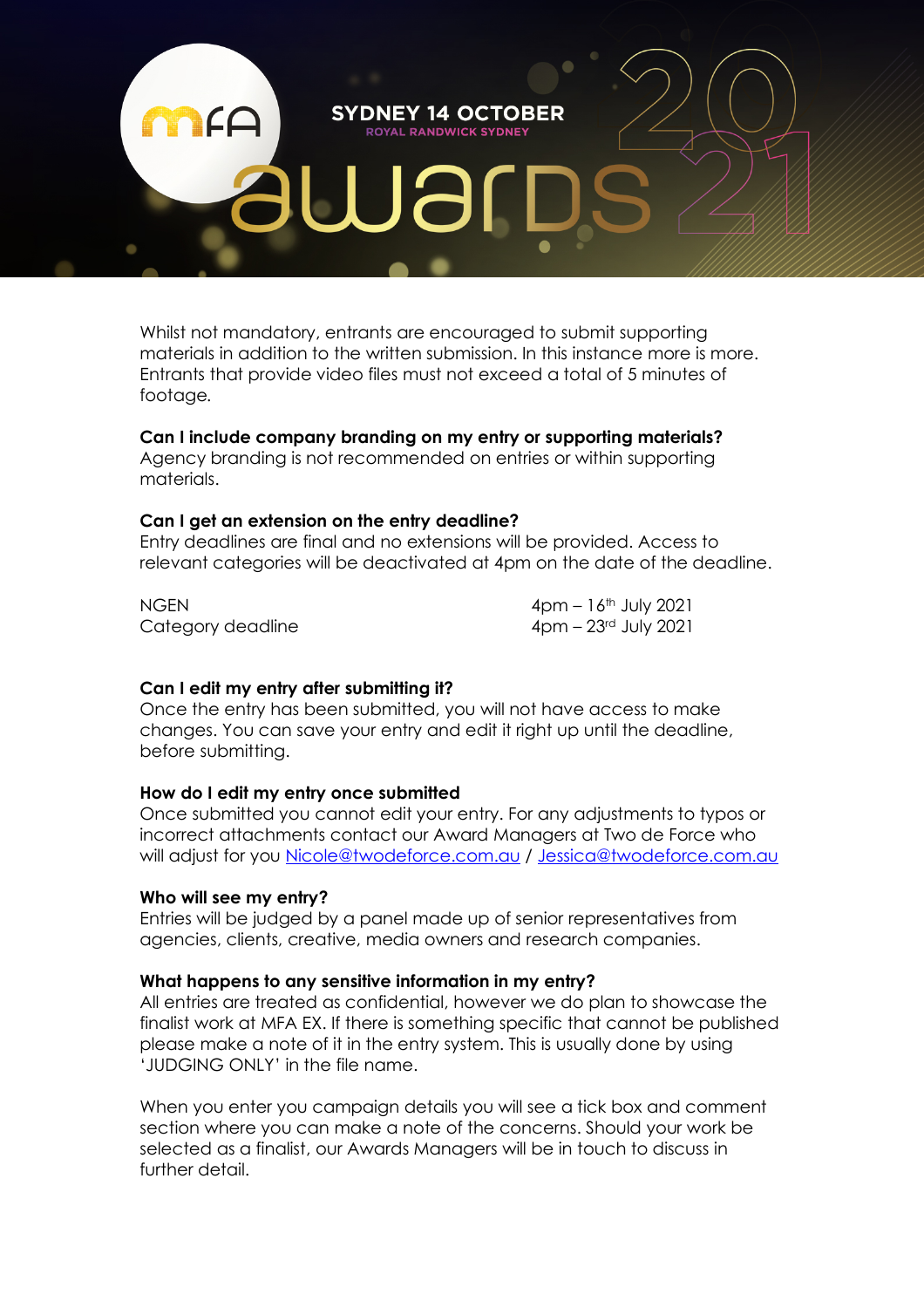Whilst not mandatory, entrants are encouraged to submit supporting materials in addition to the written submission. In this instance more is more. Entrants that provide video files must not exceed a total of 5 minutes of footage.

**Can I include company branding on my entry or supporting materials?**
Agency branding is not recommended on entries or within supporting materials.

**Can I get an extension on the entry deadline?**
Entry deadlines are final and no extensions will be provided. Access to relevant categories will be deactivated at 4pm on the date of the deadline.

| | |
|---|---|
| NGEN | 4pm – 16th July 2021 |
| Category deadline | 4pm – 23rd July 2021 |

**Can I edit my entry after submitting it?**
Once the entry has been submitted, you will not have access to make changes. You can save your entry and edit it right up until the deadline, before submitting.

**How do I edit my entry once submitted**
Once submitted you cannot edit your entry. For any adjustments to typos or incorrect attachments contact our Award Managers at Two de Force who will adjust for you Nicole@twodeforce.com.au / Jessica@twodeforce.com.au

**Who will see my entry?**
Entries will be judged by a panel made up of senior representatives from agencies, clients, creative, media owners and research companies.

**What happens to any sensitive information in my entry?**
All entries are treated as confidential, however we do plan to showcase the finalist work at MFA EX. If there is something specific that cannot be published please make a note of it in the entry system. This is usually done by using 'JUDGING ONLY' in the file name.

When you enter you campaign details you will see a tick box and comment section where you can make a note of the concerns. Should your work be selected as a finalist, our Awards Managers will be in touch to discuss in further detail.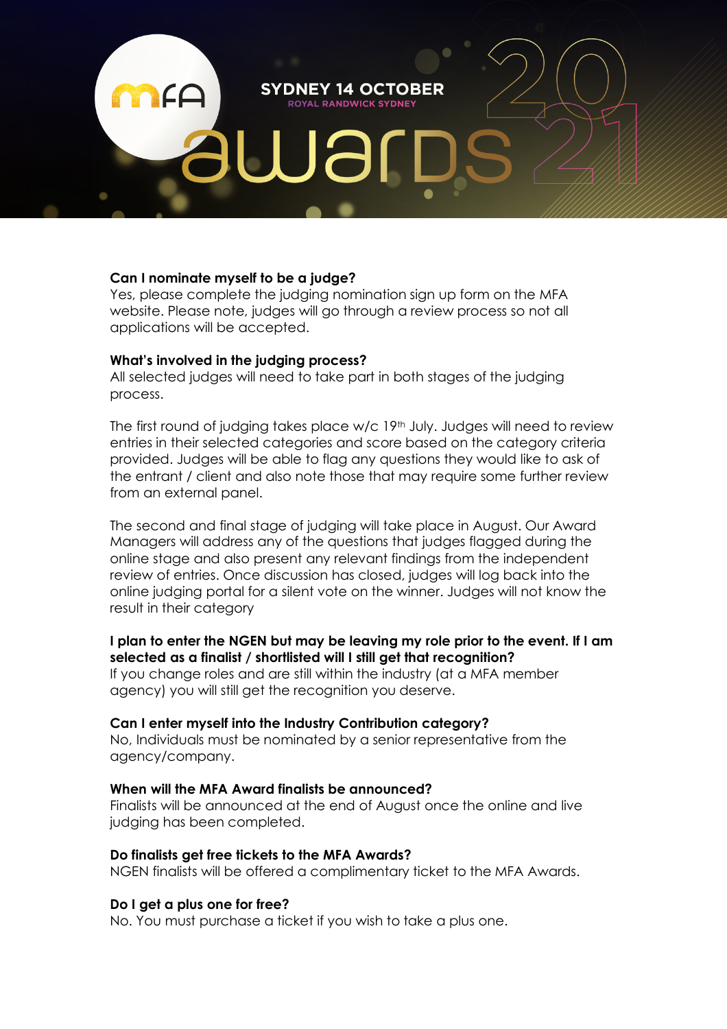**Can I nominate myself to be a judge?**
Yes, please complete the judging nomination sign up form on the MFA website. Please note, judges will go through a review process so not all applications will be accepted.

**What's involved in the judging process?**
All selected judges will need to take part in both stages of the judging process.

The first round of judging takes place w/c 19th July. Judges will need to review entries in their selected categories and score based on the category criteria provided. Judges will be able to flag any questions they would like to ask of the entrant / client and also note those that may require some further review from an external panel.

The second and final stage of judging will take place in August. Our Award Managers will address any of the questions that judges flagged during the online stage and also present any relevant findings from the independent review of entries. Once discussion has closed, judges will log back into the online judging portal for a silent vote on the winner. Judges will not know the result in their category

**I plan to enter the NGEN but may be leaving my role prior to the event. If I am selected as a finalist / shortlisted will I still get that recognition?**
If you change roles and are still within the industry (at a MFA member agency) you will still get the recognition you deserve.

**Can I enter myself into the Industry Contribution category?**
No, Individuals must be nominated by a senior representative from the agency/company.

**When will the MFA Award finalists be announced?**
Finalists will be announced at the end of August once the online and live judging has been completed.

**Do finalists get free tickets to the MFA Awards?**
NGEN finalists will be offered a complimentary ticket to the MFA Awards.

**Do I get a plus one for free?**
No. You must purchase a ticket if you wish to take a plus one.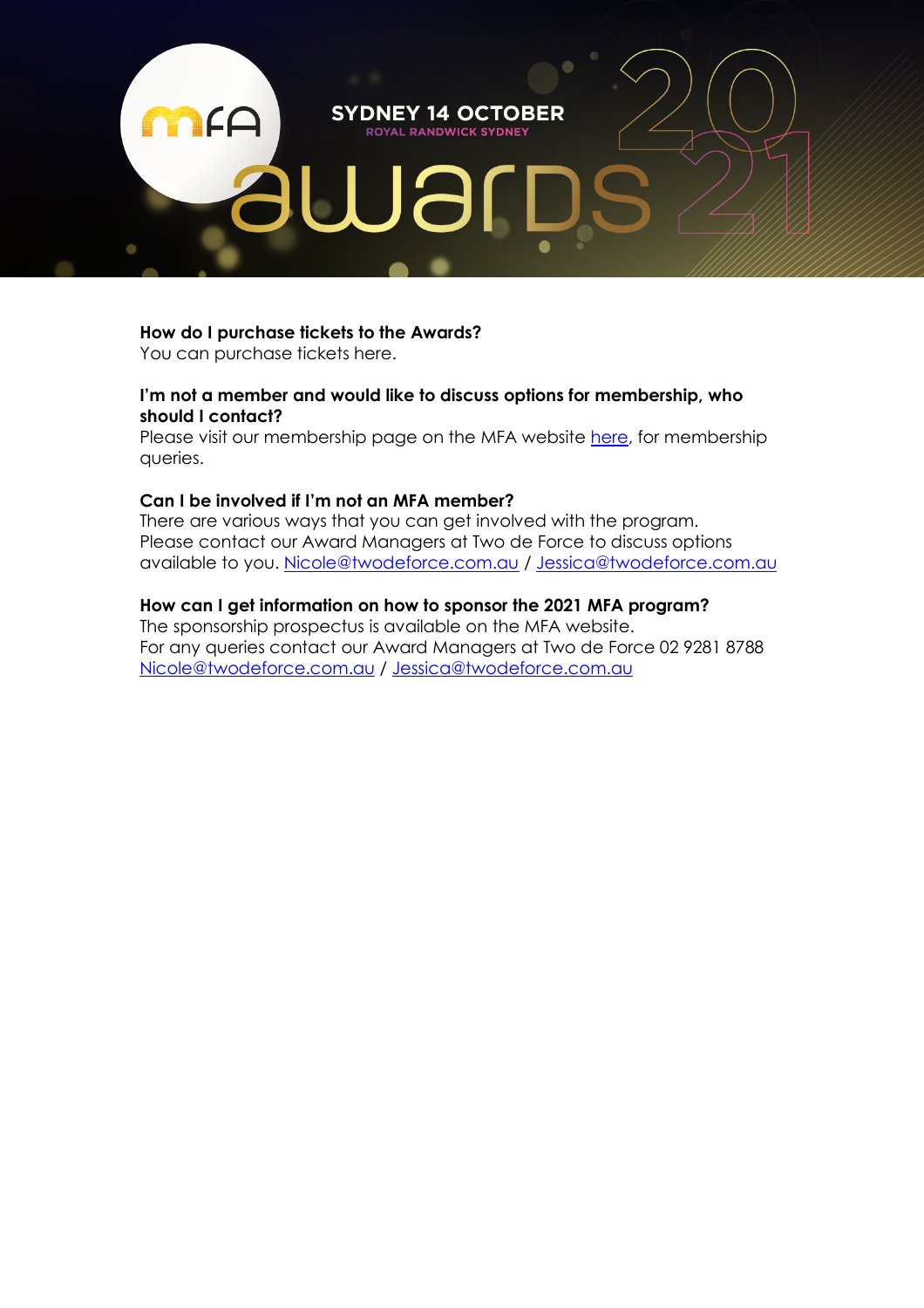**How do I purchase tickets to the Awards?**
You can purchase tickets here.

**I'm not a member and would like to discuss options for membership, who should I contact?**
Please visit our membership page on the MFA website here, for membership queries.

**Can I be involved if I'm not an MFA member?**
There are various ways that you can get involved with the program. Please contact our Award Managers at Two de Force to discuss options available to you. Nicole@twodeforce.com.au / Jessica@twodeforce.com.au

**How can I get information on how to sponsor the 2021 MFA program?**
The sponsorship prospectus is available on the MFA website.
For any queries contact our Award Managers at Two de Force 02 9281 8788
Nicole@twodeforce.com.au / Jessica@twodeforce.com.au